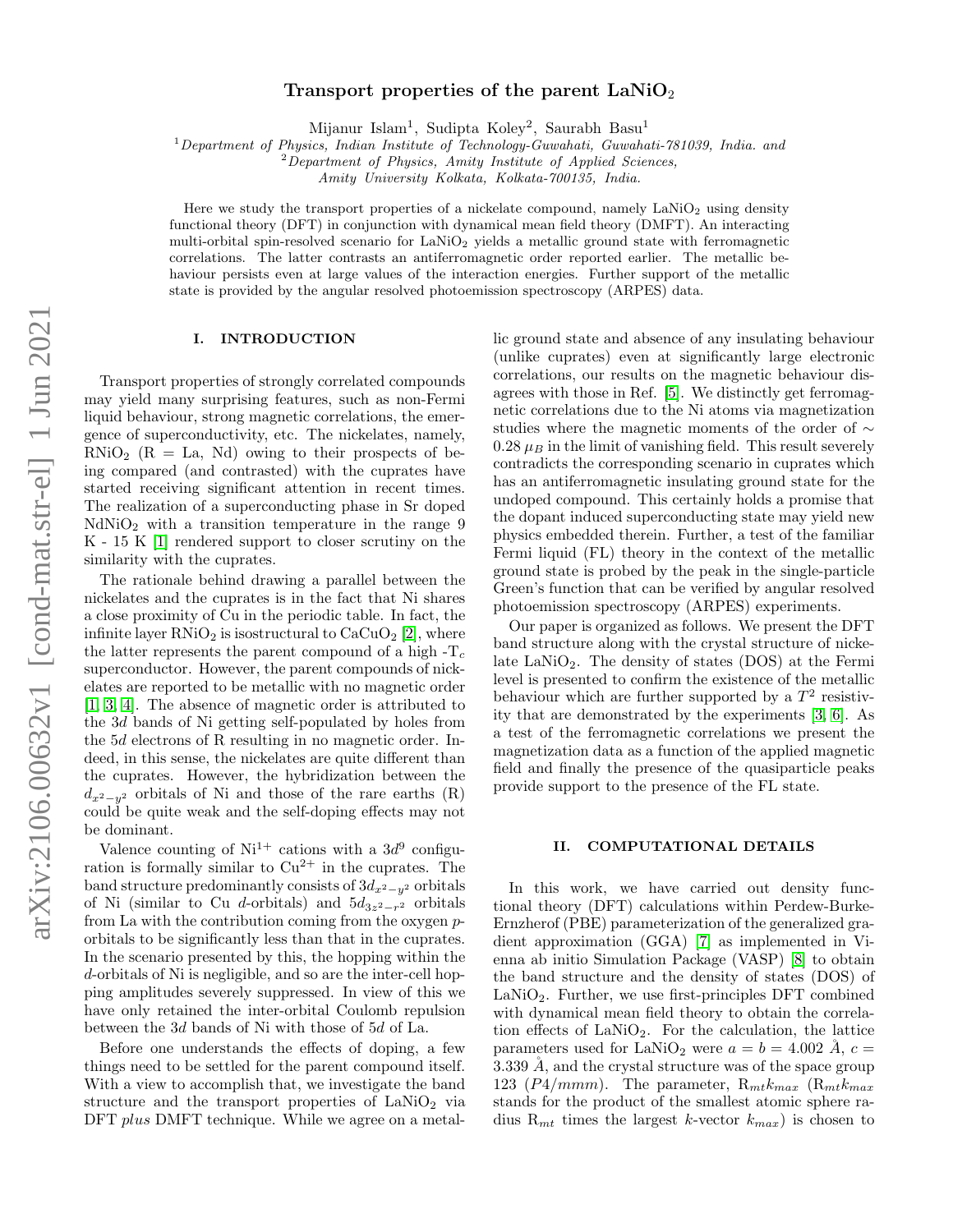# Transport properties of the parent $LaNiO_2$

Mijanur Islam[1], Sudipta Koley[2], Saurabh Basu[1]

[1]*Department of Physics, Indian Institute of Technology-Guwahati, Guwahati-781039, India.* and
[2]*Department of Physics, Amity Institute of Applied Sciences, Amity University Kolkata, Kolkata-700135, India.*

Here we study the transport properties of a nickelate compound, namely $LaNiO_2$ using density functional theory (DFT) in conjunction with dynamical mean field theory (DMFT). An interacting multi-orbital spin-resolved scenario for $LaNiO_2$ yields a metallic ground state with ferromagnetic correlations. The latter contrasts an antiferromagnetic order reported earlier. The metallic behaviour persists even at large values of the interaction energies. Further support of the metallic state is provided by the angular resolved photoemission spectroscopy (ARPES) data.

## I. INTRODUCTION

Transport properties of strongly correlated compounds may yield many surprising features, such as non-Fermi liquid behaviour, strong magnetic correlations, the emergence of superconductivity, etc. The nickelates, namely, $RNiO_2$ (R = La, Nd) owing to their prospects of being compared (and contrasted) with the cuprates have started receiving significant attention in recent times. The realization of a superconducting phase in Sr doped $NdNiO_2$ with a transition temperature in the range 9 K - 15 K [1] rendered support to closer scrutiny on the similarity with the cuprates.

The rationale behind drawing a parallel between the nickelates and the cuprates is in the fact that Ni shares a close proximity of Cu in the periodic table. In fact, the infinite layer $RNiO_2$ is isostructural to $CaCuO_2$ [2], where the latter represents the parent compound of a high -$T_c$ superconductor. However, the parent compounds of nickelates are reported to be metallic with no magnetic order [1, 3, 4]. The absence of magnetic order is attributed to the $3d$ bands of Ni getting self-populated by holes from the $5d$ electrons of R resulting in no magnetic order. Indeed, in this sense, the nickelates are quite different than the cuprates. However, the hybridization between the $d_{x^2-y^2}$ orbitals of Ni and those of the rare earths (R) could be quite weak and the self-doping effects may not be dominant.

Valence counting of $Ni^{1+}$ cations with a $3d^9$ configuration is formally similar to $Cu^{2+}$ in the cuprates. The band structure predominantly consists of $3d_{x^2-y^2}$ orbitals of Ni (similar to Cu $d$-orbitals) and $5d_{3z^2-r^2}$ orbitals from La with the contribution coming from the oxygen $p$-orbitals to be significantly less than that in the cuprates. In the scenario presented by this, the hopping within the $d$-orbitals of Ni is negligible, and so are the inter-cell hopping amplitudes severely suppressed. In view of this we have only retained the inter-orbital Coulomb repulsion between the $3d$ bands of Ni with those of $5d$ of La.

Before one understands the effects of doping, a few things need to be settled for the parent compound itself. With a view to accomplish that, we investigate the band structure and the transport properties of $LaNiO_2$ via DFT *plus* DMFT technique. While we agree on a metallic ground state and absence of any insulating behaviour (unlike cuprates) even at significantly large electronic correlations, our results on the magnetic behaviour disagrees with those in Ref. [5]. We distinctly get ferromagnetic correlations due to the Ni atoms via magnetization studies where the magnetic moments of the order of $\sim 0.28\,\mu_B$ in the limit of vanishing field. This result severely contradicts the corresponding scenario in cuprates which has an antiferromagnetic insulating ground state for the undoped compound. This certainly holds a promise that the dopant induced superconducting state may yield new physics embedded therein. Further, a test of the familiar Fermi liquid (FL) theory in the context of the metallic ground state is probed by the peak in the single-particle Green's function that can be verified by angular resolved photoemission spectroscopy (ARPES) experiments.

Our paper is organized as follows. We present the DFT band structure along with the crystal structure of nickelate $LaNiO_2$. The density of states (DOS) at the Fermi level is presented to confirm the existence of the metallic behaviour which are further supported by a $T^2$ resistivity that are demonstrated by the experiments [3, 6]. As a test of the ferromagnetic correlations we present the magnetization data as a function of the applied magnetic field and finally the presence of the quasiparticle peaks provide support to the presence of the FL state.

## II. COMPUTATIONAL DETAILS

In this work, we have carried out density functional theory (DFT) calculations within Perdew-Burke-Ernzherof (PBE) parameterization of the generalized gradient approximation (GGA) [7] as implemented in Vienna ab initio Simulation Package (VASP) [8] to obtain the band structure and the density of states (DOS) of $LaNiO_2$. Further, we use first-principles DFT combined with dynamical mean field theory to obtain the correlation effects of $LaNiO_2$. For the calculation, the lattice parameters used for $LaNiO_2$ were $a = b = 4.002$ Å, $c = 3.339$ Å, and the crystal structure was of the space group 123 ($P4/mmm$). The parameter, $R_{mt}k_{max}$ ($R_{mt}k_{max}$ stands for the product of the smallest atomic sphere radius $R_{mt}$ times the largest $k$-vector $k_{max}$) is chosen to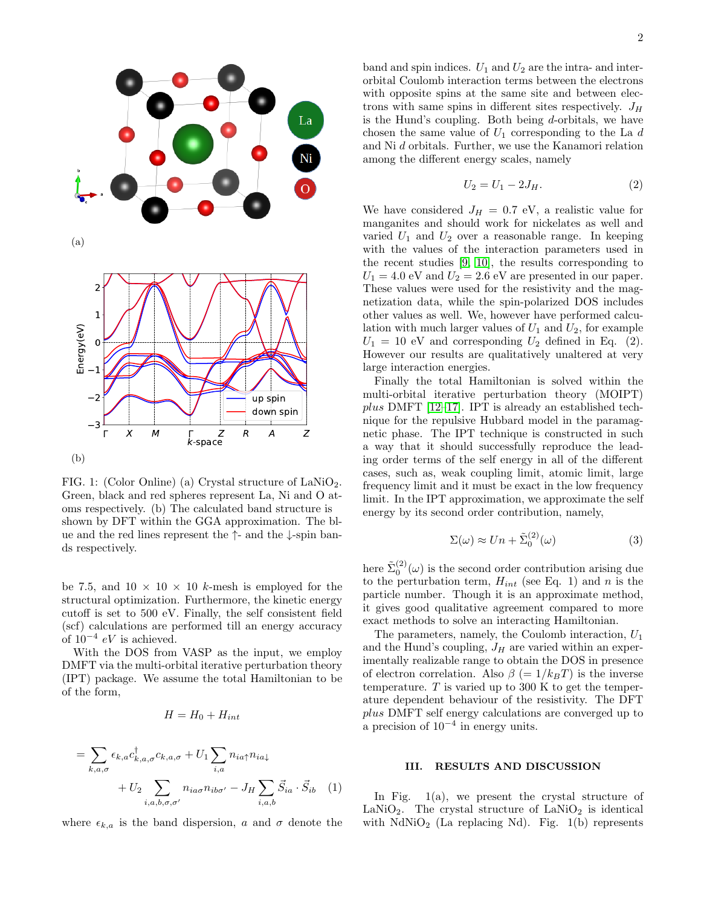(a)

Energy(eV)
2
1
0
−1
−2
−3
Γ X M Γ Z R A Z
k-space
up spin
down spin

(b)

FIG. 1: (Color Online) (a) Crystal structure of $LaNiO_2$. Green, black and red spheres represent La, Ni and O atoms respectively. (b) The calculated band structure is shown by DFT within the GGA approximation. The blue and the red lines represent the ↑- and the ↓-spin bands respectively.

be 7.5, and $10 \times 10 \times 10$ $k$-mesh is employed for the structural optimization. Furthermore, the kinetic energy cutoff is set to 500 eV. Finally, the self consistent field (scf) calculations are performed till an energy accuracy of $10^{-4}$ $eV$ is achieved.

With the DOS from VASP as the input, we employ DMFT via the multi-orbital iterative perturbation theory (IPT) package. We assume the total Hamiltonian to be of the form,

$$H = H_0 + H_{int}$$

$$= \sum_{k,a,\sigma} \epsilon_{k,a} c^{\dagger}_{k,a,\sigma} c_{k,a,\sigma} + U_1 \sum_{i,a} n_{ia\uparrow} n_{ia\downarrow} + U_2 \sum_{i,a,b,\sigma,\sigma'} n_{ia\sigma} n_{ib\sigma'} - J_H \sum_{i,a,b} \vec{S}_{ia} \cdot \vec{S}_{ib} \quad (1)$$

where $\epsilon_{k,a}$ is the band dispersion, $a$ and $\sigma$ denote the band and spin indices. $U_1$ and $U_2$ are the intra- and inter-orbital Coulomb interaction terms between the electrons with opposite spins at the same site and between electrons with same spins in different sites respectively. $J_H$ is the Hund's coupling. Both being $d$-orbitals, we have chosen the same value of $U_1$ corresponding to the La $d$ and Ni $d$ orbitals. Further, we use the Kanamori relation among the different energy scales, namely

$$U_2 = U_1 - 2J_H. \quad (2)$$

We have considered $J_H = 0.7$ eV, a realistic value for manganites and should work for nickelates as well and varied $U_1$ and $U_2$ over a reasonable range. In keeping with the values of the interaction parameters used in the recent studies [9, 10], the results corresponding to $U_1 = 4.0$ eV and $U_2 = 2.6$ eV are presented in our paper. These values were used for the resistivity and the magnetization data, while the spin-polarized DOS includes other values as well. We, however have performed calculation with much larger values of $U_1$ and $U_2$, for example $U_1 = 10$ eV and corresponding $U_2$ defined in Eq. (2). However our results are qualitatively unaltered at very large interaction energies.

Finally the total Hamiltonian is solved within the multi-orbital iterative perturbation theory (MOIPT) *plus* DMFT [12–17]. IPT is already an established technique for the repulsive Hubbard model in the paramagnetic phase. The IPT technique is constructed in such a way that it should successfully reproduce the leading order terms of the self energy in all of the different cases, such as, weak coupling limit, atomic limit, large frequency limit and it must be exact in the low frequency limit. In the IPT approximation, we approximate the self energy by its second order contribution, namely,

$$\Sigma(\omega) \approx Un + \tilde{\Sigma}^{(2)}_0(\omega) \quad (3)$$

here $\tilde{\Sigma}^{(2)}_0(\omega)$ is the second order contribution arising due to the perturbation term, $H_{int}$ (see Eq. 1) and $n$ is the particle number. Though it is an approximate method, it gives good qualitative agreement compared to more exact methods to solve an interacting Hamiltonian.

The parameters, namely, the Coulomb interaction, $U_1$ and the Hund's coupling, $J_H$ are varied within an experimentally realizable range to obtain the DOS in presence of electron correlation. Also $\beta$ $(= 1/k_BT)$ is the inverse temperature. $T$ is varied up to 300 K to get the temperature dependent behaviour of the resistivity. The DFT *plus* DMFT self energy calculations are converged up to a precision of $10^{-4}$ in energy units.

## III. RESULTS AND DISCUSSION

In Fig. 1(a), we present the crystal structure of $LaNiO_2$. The crystal structure of $LaNiO_2$ is identical with $NdNiO_2$ (La replacing Nd). Fig. 1(b) represents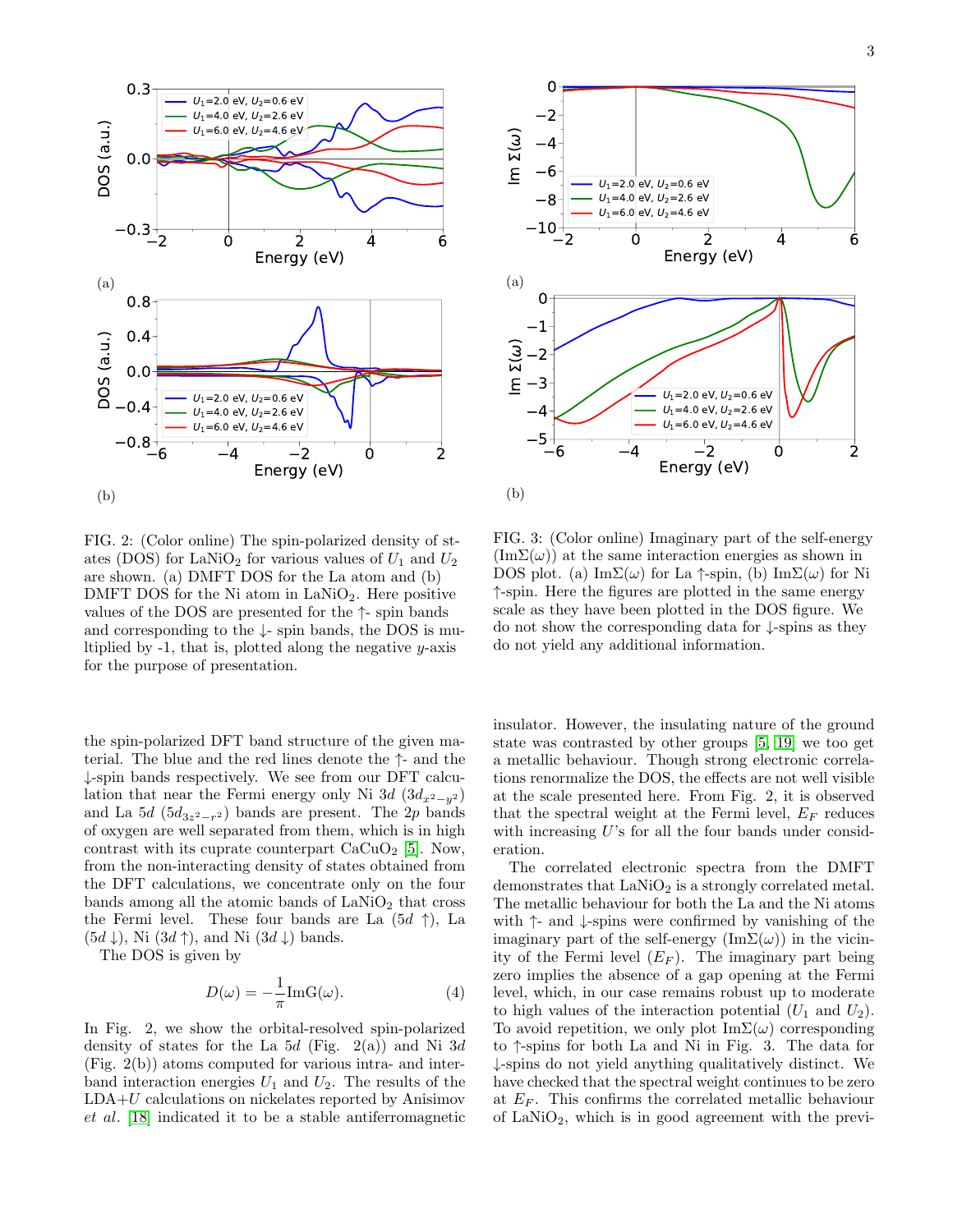0.3
0.0
−0.3
DOS (a.u.)
−2 0 2 4 6
Energy (eV)
$U_1$=2.0 eV, $U_2$=0.6 eV
$U_1$=4.0 eV, $U_2$=2.6 eV
$U_1$=6.0 eV, $U_2$=4.6 eV

(a)

0.8
0.4
0.0
−0.4
−0.8
DOS (a.u.)
−6 −4 −2 0 2
Energy (eV)
$U_1$=2.0 eV, $U_2$=0.6 eV
$U_1$=4.0 eV, $U_2$=2.6 eV
$U_1$=6.0 eV, $U_2$=4.6 eV

(b)

FIG. 2: (Color online) The spin-polarized density of states (DOS) for $LaNiO_2$ for various values of $U_1$ and $U_2$ are shown. (a) DMFT DOS for the La atom and (b) DMFT DOS for the Ni atom in $LaNiO_2$. Here positive values of the DOS are presented for the ↑- spin bands and corresponding to the ↓- spin bands, the DOS is multiplied by -1, that is, plotted along the negative $y$-axis for the purpose of presentation.

0
−2
−4
−6
−8
−10
Im Σ(ω)
−2 0 2 4 6
Energy (eV)
$U_1$=2.0 eV, $U_2$=0.6 eV
$U_1$=4.0 eV, $U_2$=2.6 eV
$U_1$=6.0 eV, $U_2$=4.6 eV

(a)

0
−1
−2
−3
−4
−5
Im Σ(ω)
−6 −4 −2 0 2
Energy (eV)
$U_1$=2.0 eV, $U_2$=0.6 eV
$U_1$=4.0 eV, $U_2$=2.6 eV
$U_1$=6.0 eV, $U_2$=4.6 eV

(b)

FIG. 3: (Color online) Imaginary part of the self-energy ($\mathrm{Im}\Sigma(\omega)$) at the same interaction energies as shown in DOS plot. (a) $\mathrm{Im}\Sigma(\omega)$ for La ↑-spin, (b) $\mathrm{Im}\Sigma(\omega)$ for Ni ↑-spin. Here the figures are plotted in the same energy scale as they have been plotted in the DOS figure. We do not show the corresponding data for ↓-spins as they do not yield any additional information.

the spin-polarized DFT band structure of the given material. The blue and the red lines denote the ↑- and the ↓-spin bands respectively. We see from our DFT calculation that near the Fermi energy only Ni $3d$ ($3d_{x^2-y^2}$) and La $5d$ ($5d_{3z^2-r^2}$) bands are present. The $2p$ bands of oxygen are well separated from them, which is in high contrast with its cuprate counterpart $CaCuO_2$ [5]. Now, from the non-interacting density of states obtained from the DFT calculations, we concentrate only on the four bands among all the atomic bands of $LaNiO_2$ that cross the Fermi level. These four bands are La ($5d$ ↑), La ($5d$ ↓), Ni ($3d$ ↑), and Ni ($3d$ ↓) bands.

The DOS is given by

$$D(\omega) = -\frac{1}{\pi}\mathrm{ImG}(\omega). \tag{4}$$

In Fig. 2, we show the orbital-resolved spin-polarized density of states for the La $5d$ (Fig. 2(a)) and Ni $3d$ (Fig. 2(b)) atoms computed for various intra- and inter-band interaction energies $U_1$ and $U_2$. The results of the LDA+$U$ calculations on nickelates reported by Anisimov *et al*. [18] indicated it to be a stable antiferromagnetic insulator. However, the insulating nature of the ground state was contrasted by other groups [5, 19] we too get a metallic behaviour. Though strong electronic correlations renormalize the DOS, the effects are not well visible at the scale presented here. From Fig. 2, it is observed that the spectral weight at the Fermi level, $E_F$ reduces with increasing $U$'s for all the four bands under consideration.

The correlated electronic spectra from the DMFT demonstrates that $LaNiO_2$ is a strongly correlated metal. The metallic behaviour for both the La and the Ni atoms with ↑- and ↓-spins were confirmed by vanishing of the imaginary part of the self-energy ($\mathrm{Im}\Sigma(\omega)$) in the vicinity of the Fermi level ($E_F$). The imaginary part being zero implies the absence of a gap opening at the Fermi level, which, in our case remains robust up to moderate to high values of the interaction potential ($U_1$ and $U_2$). To avoid repetition, we only plot $\mathrm{Im}\Sigma(\omega)$ corresponding to ↑-spins for both La and Ni in Fig. 3. The data for ↓-spins do not yield anything qualitatively distinct. We have checked that the spectral weight continues to be zero at $E_F$. This confirms the correlated metallic behaviour of $LaNiO_2$, which is in good agreement with the previ-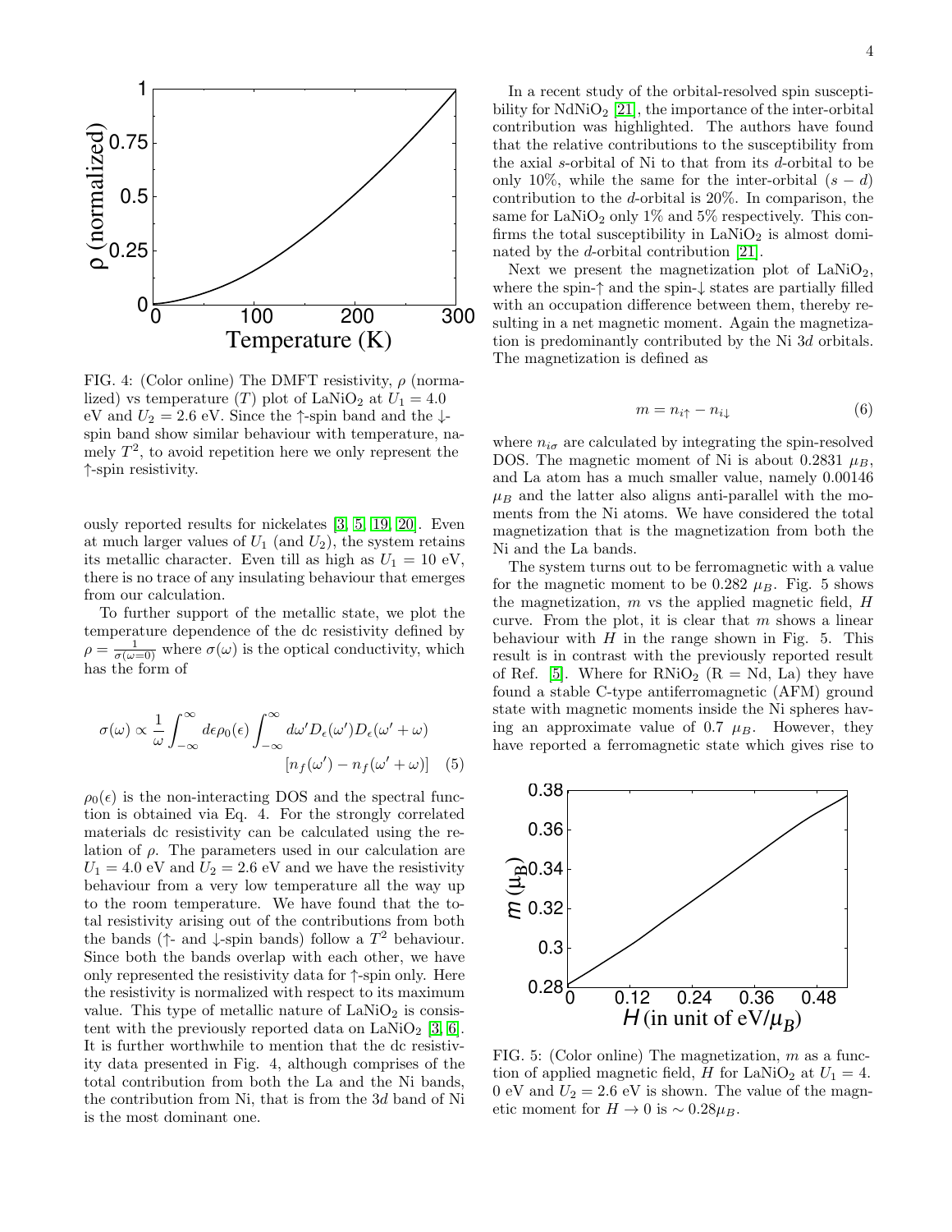ρ (normalized)

1

0.75

0.5

0.25

0

0 100 200 300

Temperature (K)

FIG. 4: (Color online) The DMFT resistivity, $\rho$ (normalized) vs temperature ($T$) plot of $LaNiO_2$ at $U_1 = 4.0$ eV and $U_2 = 2.6$ eV. Since the ↑-spin band and the ↓-spin band show similar behaviour with temperature, namely $T^2$, to avoid repetition here we only represent the ↑-spin resistivity.

ously reported results for nickelates [3, 5, 19, 20]. Even at much larger values of $U_1$ (and $U_2$), the system retains its metallic character. Even till as high as $U_1 = 10$ eV, there is no trace of any insulating behaviour that emerges from our calculation.

To further support of the metallic state, we plot the temperature dependence of the dc resistivity defined by $\rho = \frac{1}{\sigma(\omega=0)}$ where $\sigma(\omega)$ is the optical conductivity, which has the form of

$$\sigma(\omega) \propto \frac{1}{\omega} \int_{-\infty}^{\infty} d\epsilon \rho_0(\epsilon) \int_{-\infty}^{\infty} d\omega' D_\epsilon(\omega') D_\epsilon(\omega' + \omega) [n_f(\omega') - n_f(\omega' + \omega)] \quad (5)$$

$\rho_0(\epsilon)$ is the non-interacting DOS and the spectral function is obtained via Eq. 4. For the strongly correlated materials dc resistivity can be calculated using the relation of $\rho$. The parameters used in our calculation are $U_1 = 4.0$ eV and $U_2 = 2.6$ eV and we have the resistivity behaviour from a very low temperature all the way up to the room temperature. We have found that the total resistivity arising out of the contributions from both the bands (↑- and ↓-spin bands) follow a $T^2$ behaviour. Since both the bands overlap with each other, we have only represented the resistivity data for ↑-spin only. Here the resistivity is normalized with respect to its maximum value. This type of metallic nature of $LaNiO_2$ is consistent with the previously reported data on $LaNiO_2$ [3, 6]. It is further worthwhile to mention that the dc resistivity data presented in Fig. 4, although comprises of the total contribution from both the La and the Ni bands, the contribution from Ni, that is from the 3$d$ band of Ni is the most dominant one.

In a recent study of the orbital-resolved spin susceptibility for $NdNiO_2$ [21], the importance of the inter-orbital contribution was highlighted. The authors have found that the relative contributions to the susceptibility from the axial $s$-orbital of Ni to that from its $d$-orbital to be only 10%, while the same for the inter-orbital ($s - d$) contribution to the $d$-orbital is 20%. In comparison, the same for $LaNiO_2$ only 1% and 5% respectively. This confirms the total susceptibility in $LaNiO_2$ is almost dominated by the $d$-orbital contribution [21].

Next we present the magnetization plot of $LaNiO_2$, where the spin-↑ and the spin-↓ states are partially filled with an occupation difference between them, thereby resulting in a net magnetic moment. Again the magnetization is predominantly contributed by the Ni 3$d$ orbitals. The magnetization is defined as

$$m = n_{i\uparrow} - n_{i\downarrow} \quad (6)$$

where $n_{i\sigma}$ are calculated by integrating the spin-resolved DOS. The magnetic moment of Ni is about 0.2831 $\mu_B$, and La atom has a much smaller value, namely 0.00146 $\mu_B$ and the latter also aligns anti-parallel with the moments from the Ni atoms. We have considered the total magnetization that is the magnetization from both the Ni and the La bands.

The system turns out to be ferromagnetic with a value for the magnetic moment to be 0.282 $\mu_B$. Fig. 5 shows the magnetization, $m$ vs the applied magnetic field, $H$ curve. From the plot, it is clear that $m$ shows a linear behaviour with $H$ in the range shown in Fig. 5. This result is in contrast with the previously reported result of Ref. [5]. Where for $RNiO_2$ (R = Nd, La) they have found a stable C-type antiferromagnetic (AFM) ground state with magnetic moments inside the Ni spheres having an approximate value of 0.7 $\mu_B$. However, they have reported a ferromagnetic state which gives rise to

$m$ ($\mu_B$)

0.38

0.36

0.34

0.32

0.3

0.28

0 0.12 0.24 0.36 0.48

$H$ (in unit of eV/$\mu_B$)

FIG. 5: (Color online) The magnetization, $m$ as a function of applied magnetic field, $H$ for $LaNiO_2$ at $U_1 = 4.0$ eV and $U_2 = 2.6$ eV is shown. The value of the magnetic moment for $H \to 0$ is $\sim 0.28\mu_B$.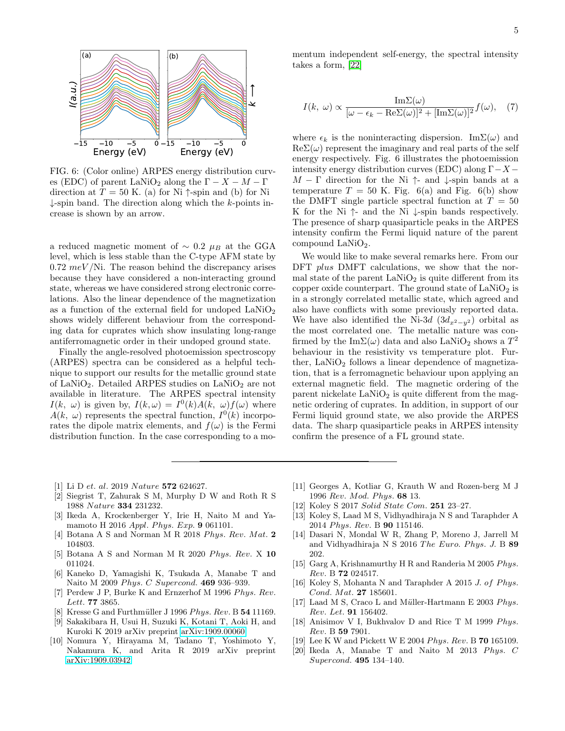(a)

I(a.u.)

−15 −10 −5 0

Energy (eV)

(b)

k

−15 −10 −5 0

Energy (eV)

FIG. 6: (Color online) ARPES energy distribution curves (EDC) of parent $LaNiO_2$ along the $\Gamma-X-M-\Gamma$ direction at $T = 50$ K. (a) for Ni ↑-spin and (b) for Ni ↓-spin band. The direction along which the $k$-points increase is shown by an arrow.

a reduced magnetic moment of $\sim 0.2\ \mu_B$ at the GGA level, which is less stable than the C-type AFM state by $0.72\ meV$/Ni. The reason behind the discrepancy arises because they have considered a non-interacting ground state, whereas we have considered strong electronic correlations. Also the linear dependence of the magnetization as a function of the external field for undoped $LaNiO_2$ shows widely different behaviour from the corresponding data for cuprates which show insulating long-range antiferromagnetic order in their undoped ground state.

Finally the angle-resolved photoemission spectroscopy (ARPES) spectra can be considered as a helpful technique to support our results for the metallic ground state of $LaNiO_2$. Detailed ARPES studies on $LaNiO_2$ are not available in literature. The ARPES spectral intensity $I(k,\ \omega)$ is given by, $I(k,\omega) = I^0(k)A(k,\ \omega)f(\omega)$ where $A(k,\ \omega)$ represents the spectral function, $I^0(k)$ incorporates the dipole matrix elements, and $f(\omega)$ is the Fermi distribution function. In the case corresponding to a momentum independent self-energy, the spectral intensity takes a form, [22]

$$I(k,\ \omega) \propto \frac{\mathrm{Im}\Sigma(\omega)}{[\omega - \epsilon_k - \mathrm{Re}\Sigma(\omega)]^2 + [\mathrm{Im}\Sigma(\omega)]^2} f(\omega), \quad (7)$$

where $\epsilon_k$ is the noninteracting dispersion. $\mathrm{Im}\Sigma(\omega)$ and $\mathrm{Re}\Sigma(\omega)$ represent the imaginary and real parts of the self energy respectively. Fig. 6 illustrates the photoemission intensity energy distribution curves (EDC) along $\Gamma-X-M-\Gamma$ direction for the Ni ↑- and ↓-spin bands at a temperature $T = 50$ K. Fig. 6(a) and Fig. 6(b) show the DMFT single particle spectral function at $T = 50$ K for the Ni ↑- and the Ni ↓-spin bands respectively. The presence of sharp quasiparticle peaks in the ARPES intensity confirm the Fermi liquid nature of the parent compound $LaNiO_2$.

We would like to make several remarks here. From our DFT *plus* DMFT calculations, we show that the normal state of the parent $LaNiO_2$ is quite different from its copper oxide counterpart. The ground state of $LaNiO_2$ is in a strongly correlated metallic state, which agreed and also have conflicts with some previously reported data. We have also identified the Ni-3$d$ ($3d_{x^2-y^2}$) orbital as the most correlated one. The metallic nature was confirmed by the $\mathrm{Im}\Sigma(\omega)$ data and also $LaNiO_2$ shows a $T^2$ behaviour in the resistivity vs temperature plot. Further, $LaNiO_2$ follows a linear dependence of magnetization, that is a ferromagnetic behaviour upon applying an external magnetic field. The magnetic ordering of the parent nickelate $LaNiO_2$ is quite different from the magnetic ordering of cuprates. In addition, in support of our Fermi liquid ground state, we also provide the ARPES data. The sharp quasiparticle peaks in ARPES intensity confirm the presence of a FL ground state.

---

[1] Li D *et. al.* 2019 *Nature* **572** 624627.
[2] Siegrist T, Zahurak S M, Murphy D W and Roth R S 1988 *Nature* **334** 231232.
[3] Ikeda A, Krockenberger Y, Irie H, Naito M and Yamamoto H 2016 *Appl. Phys. Exp.* **9** 061101.
[4] Botana A S and Norman M R 2018 *Phys. Rev. Mat.* **2** 104803.
[5] Botana A S and Norman M R 2020 *Phys. Rev.* X **10** 011024.
[6] Kaneko D, Yamagishi K, Tsukada A, Manabe T and Naito M 2009 *Phys. C Supercond.* **469** 936–939.
[7] Perdew J P, Burke K and Ernzerhof M 1996 *Phys. Rev. Lett.* **77** 3865.
[8] Kresse G and Furthmüller J 1996 *Phys. Rev.* B **54** 11169.
[9] Sakakibara H, Usui H, Suzuki K, Kotani T, Aoki H, and Kuroki K 2019 arXiv preprint arXiv:1909.00060.
[10] Nomura Y, Hirayama M, Tadano T, Yoshimoto Y, Nakamura K, and Arita R 2019 arXiv preprint arXiv:1909.03942.
[11] Georges A, Kotliar G, Krauth W and Rozen-berg M J 1996 *Rev. Mod. Phys.* **68** 13.
[12] Koley S 2017 *Solid State Com.* **251** 23–27.
[13] Koley S, Laad M S, Vidhyadhiraja N S and Taraphder A 2014 *Phys. Rev.* B **90** 115146.
[14] Dasari N, Mondal W R, Zhang P, Moreno J, Jarrell M and Vidhyadhiraja N S 2016 *The Euro. Phys. J.* B **89** 202.
[15] Garg A, Krishnamurthy H R and Randeria M 2005 *Phys. Rev.* B **72** 024517.
[16] Koley S, Mohanta N and Taraphder A 2015 *J. of Phys. Cond. Mat.* **27** 185601.
[17] Laad M S, Craco L and Müller-Hartmann E 2003 *Phys. Rev. Lett.* **91** 156402.
[18] Anisimov V I, Bukhvalov D and Rice T M 1999 *Phys. Rev.* B **59** 7901.
[19] Lee K W and Pickett W E 2004 *Phys. Rev.* B **70** 165109.
[20] Ikeda A, Manabe T and Naito M 2013 *Phys. C Supercond.* **495** 134–140.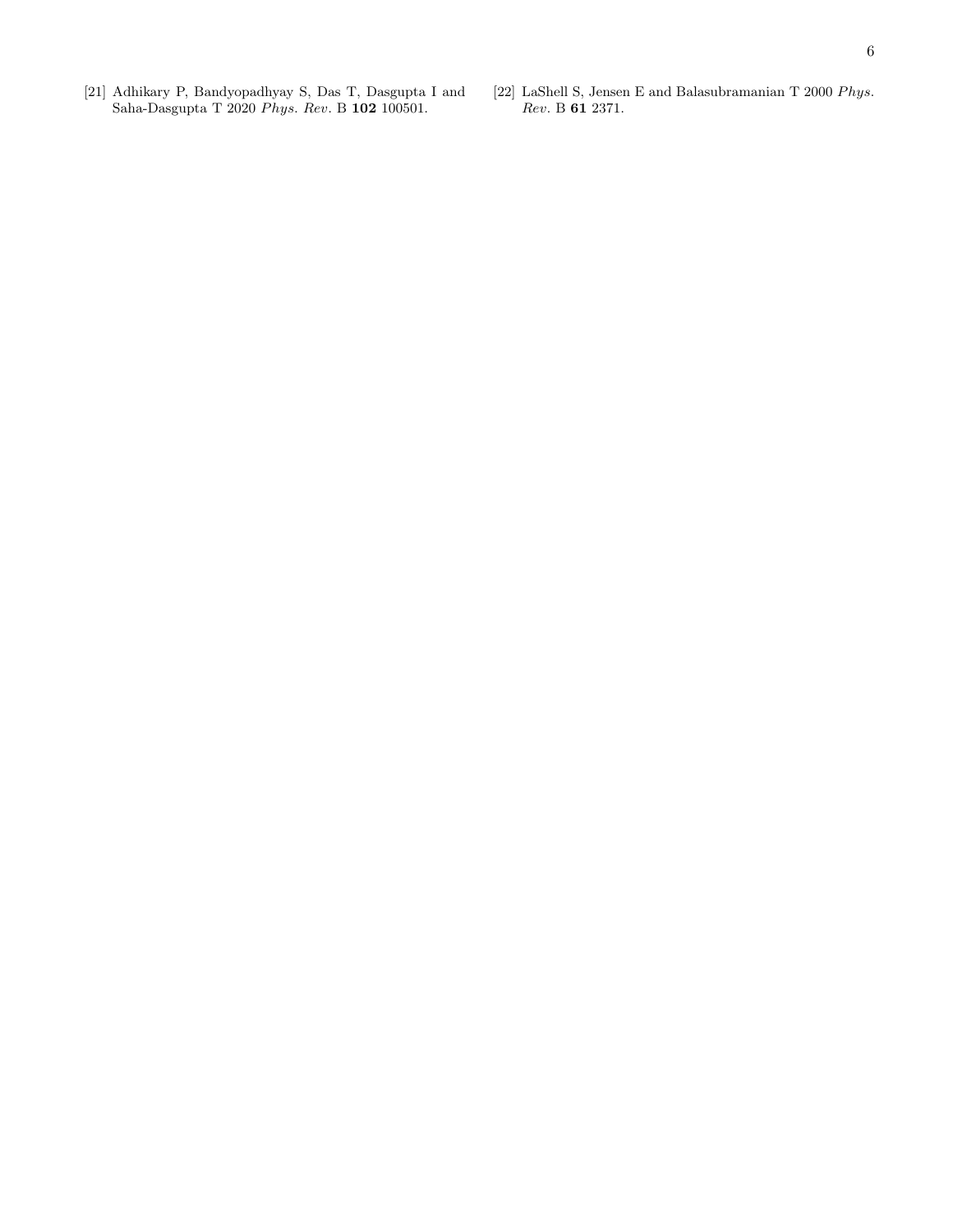[21] Adhikary P, Bandyopadhyay S, Das T, Dasgupta I and Saha-Dasgupta T 2020 *Phys. Rev.* B **102** 100501.

[22] LaShell S, Jensen E and Balasubramanian T 2000 *Phys. Rev.* B **61** 2371.